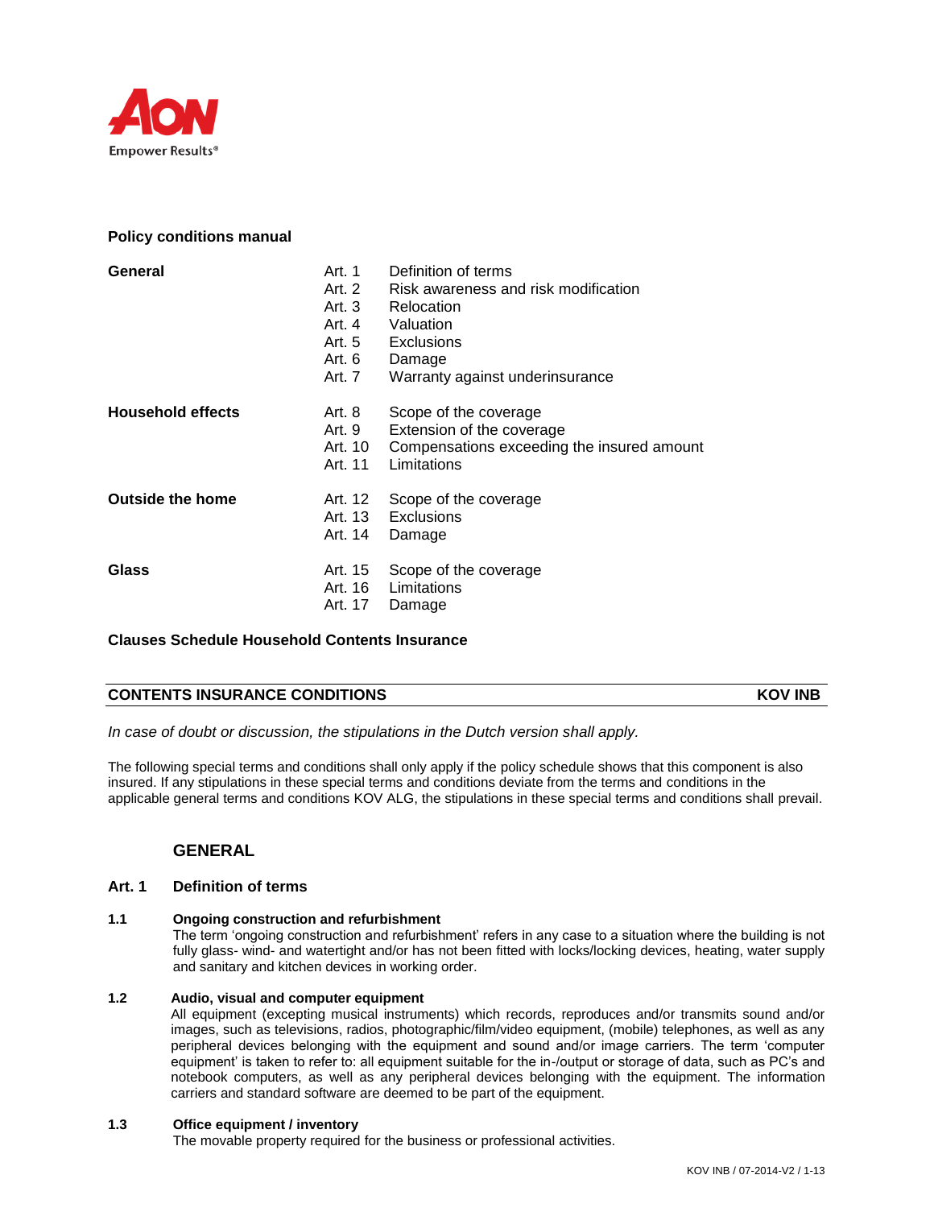AON
Empower Results®

**Policy conditions manual**

| | | |
|---|---|---|
| **General** | Art. 1 | Definition of terms |
| | Art. 2 | Risk awareness and risk modification |
| | Art. 3 | Relocation |
| | Art. 4 | Valuation |
| | Art. 5 | Exclusions |
| | Art. 6 | Damage |
| | Art. 7 | Warranty against underinsurance |
| **Household effects** | Art. 8 | Scope of the coverage |
| | Art. 9 | Extension of the coverage |
| | Art. 10 | Compensations exceeding the insured amount |
| | Art. 11 | Limitations |
| **Outside the home** | Art. 12 | Scope of the coverage |
| | Art. 13 | Exclusions |
| | Art. 14 | Damage |
| **Glass** | Art. 15 | Scope of the coverage |
| | Art. 16 | Limitations |
| | Art. 17 | Damage |

**Clauses Schedule Household Contents Insurance**

## CONTENTS INSURANCE CONDITIONS — KOV INB

*In case of doubt or discussion, the stipulations in the Dutch version shall apply.*

The following special terms and conditions shall only apply if the policy schedule shows that this component is also insured. If any stipulations in these special terms and conditions deviate from the terms and conditions in the applicable general terms and conditions KOV ALG, the stipulations in these special terms and conditions shall prevail.

## GENERAL

### Art. 1 Definition of terms

**1.1 Ongoing construction and refurbishment**

The term 'ongoing construction and refurbishment' refers in any case to a situation where the building is not fully glass- wind- and watertight and/or has not been fitted with locks/locking devices, heating, water supply and sanitary and kitchen devices in working order.

**1.2 Audio, visual and computer equipment**

All equipment (excepting musical instruments) which records, reproduces and/or transmits sound and/or images, such as televisions, radios, photographic/film/video equipment, (mobile) telephones, as well as any peripheral devices belonging with the equipment and sound and/or image carriers. The term 'computer equipment' is taken to refer to: all equipment suitable for the in-/output or storage of data, such as PC's and notebook computers, as well as any peripheral devices belonging with the equipment. The information carriers and standard software are deemed to be part of the equipment.

**1.3 Office equipment / inventory**

The movable property required for the business or professional activities.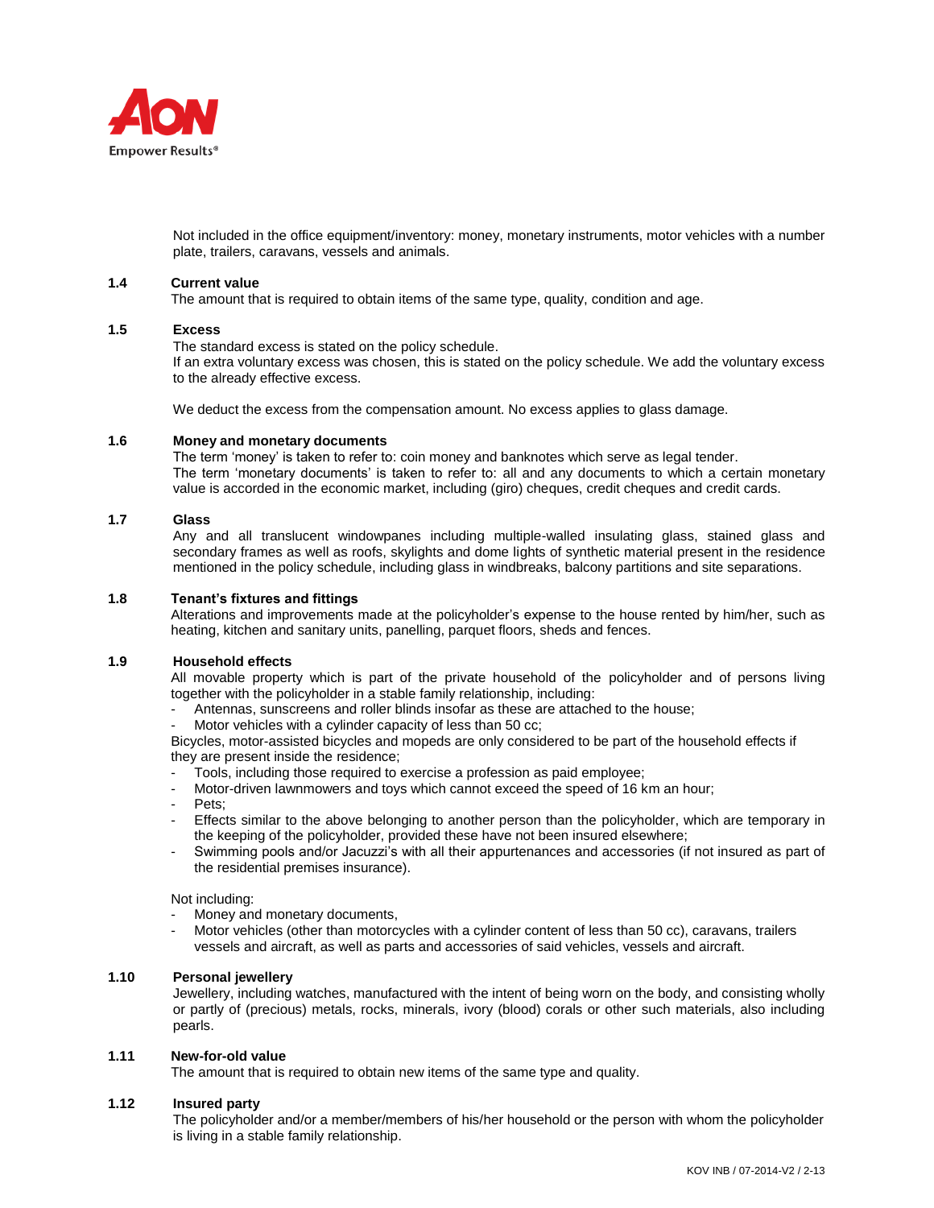Not included in the office equipment/inventory: money, monetary instruments, motor vehicles with a number plate, trailers, caravans, vessels and animals.

### 1.4 Current value

The amount that is required to obtain items of the same type, quality, condition and age.

### 1.5 Excess

The standard excess is stated on the policy schedule.
If an extra voluntary excess was chosen, this is stated on the policy schedule. We add the voluntary excess to the already effective excess.

We deduct the excess from the compensation amount. No excess applies to glass damage.

### 1.6 Money and monetary documents

The term 'money' is taken to refer to: coin money and banknotes which serve as legal tender.
The term 'monetary documents' is taken to refer to: all and any documents to which a certain monetary value is accorded in the economic market, including (giro) cheques, credit cheques and credit cards.

### 1.7 Glass

Any and all translucent windowpanes including multiple-walled insulating glass, stained glass and secondary frames as well as roofs, skylights and dome lights of synthetic material present in the residence mentioned in the policy schedule, including glass in windbreaks, balcony partitions and site separations.

### 1.8 Tenant's fixtures and fittings

Alterations and improvements made at the policyholder's expense to the house rented by him/her, such as heating, kitchen and sanitary units, panelling, parquet floors, sheds and fences.

### 1.9 Household effects

All movable property which is part of the private household of the policyholder and of persons living together with the policyholder in a stable family relationship, including:

- Antennas, sunscreens and roller blinds insofar as these are attached to the house;
- Motor vehicles with a cylinder capacity of less than 50 cc;

Bicycles, motor-assisted bicycles and mopeds are only considered to be part of the household effects if they are present inside the residence;

- Tools, including those required to exercise a profession as paid employee;
- Motor-driven lawnmowers and toys which cannot exceed the speed of 16 km an hour;
- Pets;
- Effects similar to the above belonging to another person than the policyholder, which are temporary in the keeping of the policyholder, provided these have not been insured elsewhere;
- Swimming pools and/or Jacuzzi's with all their appurtenances and accessories (if not insured as part of the residential premises insurance).

Not including:

- Money and monetary documents,
- Motor vehicles (other than motorcycles with a cylinder content of less than 50 cc), caravans, trailers vessels and aircraft, as well as parts and accessories of said vehicles, vessels and aircraft.

### 1.10 Personal jewellery

Jewellery, including watches, manufactured with the intent of being worn on the body, and consisting wholly or partly of (precious) metals, rocks, minerals, ivory (blood) corals or other such materials, also including pearls.

### 1.11 New-for-old value

The amount that is required to obtain new items of the same type and quality.

### 1.12 Insured party

The policyholder and/or a member/members of his/her household or the person with whom the policyholder is living in a stable family relationship.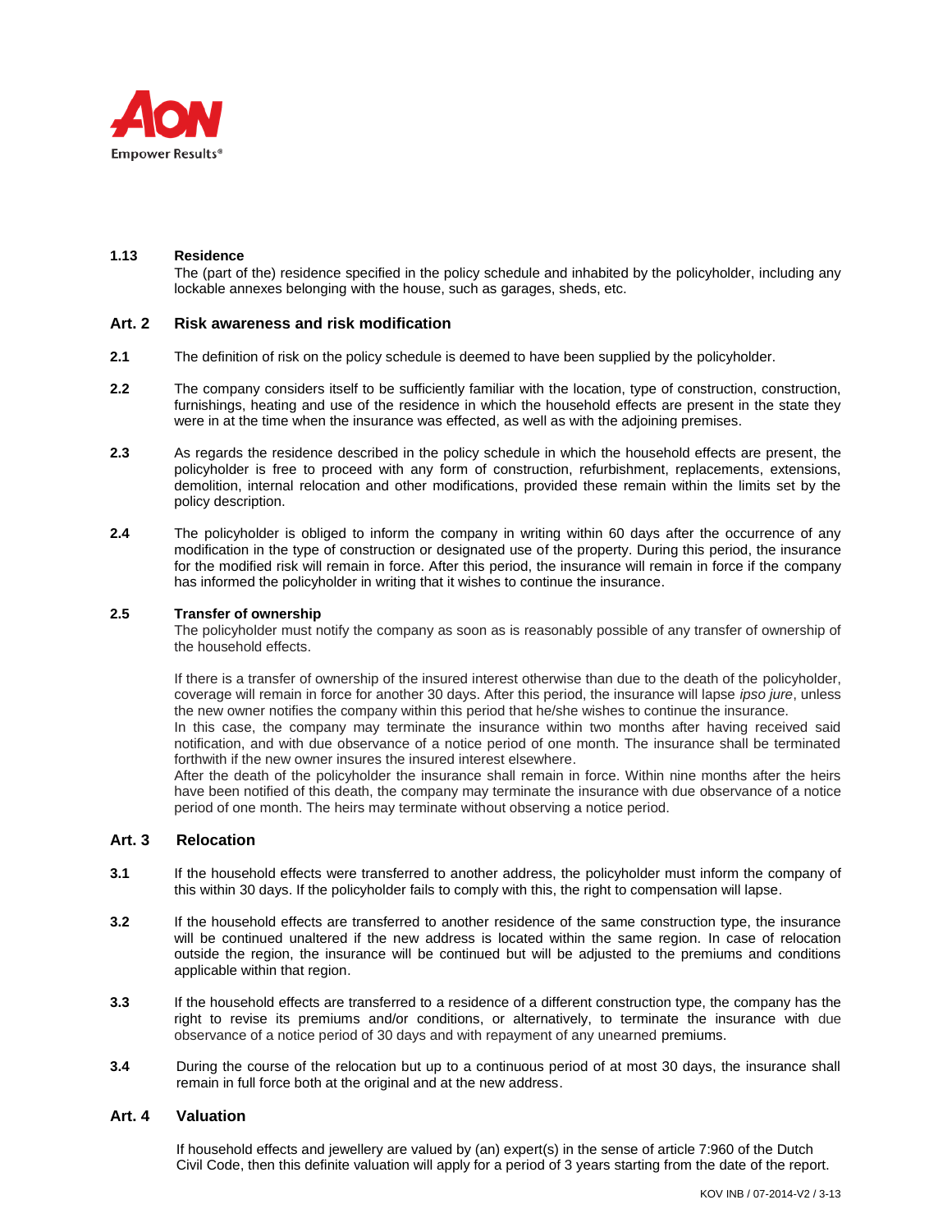**1.13 Residence**

The (part of the) residence specified in the policy schedule and inhabited by the policyholder, including any lockable annexes belonging with the house, such as garages, sheds, etc.

## Art. 2 Risk awareness and risk modification

**2.1** The definition of risk on the policy schedule is deemed to have been supplied by the policyholder.

**2.2** The company considers itself to be sufficiently familiar with the location, type of construction, construction, furnishings, heating and use of the residence in which the household effects are present in the state they were in at the time when the insurance was effected, as well as with the adjoining premises.

**2.3** As regards the residence described in the policy schedule in which the household effects are present, the policyholder is free to proceed with any form of construction, refurbishment, replacements, extensions, demolition, internal relocation and other modifications, provided these remain within the limits set by the policy description.

**2.4** The policyholder is obliged to inform the company in writing within 60 days after the occurrence of any modification in the type of construction or designated use of the property. During this period, the insurance for the modified risk will remain in force. After this period, the insurance will remain in force if the company has informed the policyholder in writing that it wishes to continue the insurance.

**2.5 Transfer of ownership**

The policyholder must notify the company as soon as is reasonably possible of any transfer of ownership of the household effects.

If there is a transfer of ownership of the insured interest otherwise than due to the death of the policyholder, coverage will remain in force for another 30 days. After this period, the insurance will lapse *ipso jure*, unless the new owner notifies the company within this period that he/she wishes to continue the insurance.
In this case, the company may terminate the insurance within two months after having received said notification, and with due observance of a notice period of one month. The insurance shall be terminated forthwith if the new owner insures the insured interest elsewhere.
After the death of the policyholder the insurance shall remain in force. Within nine months after the heirs have been notified of this death, the company may terminate the insurance with due observance of a notice period of one month. The heirs may terminate without observing a notice period.

## Art. 3 Relocation

**3.1** If the household effects were transferred to another address, the policyholder must inform the company of this within 30 days. If the policyholder fails to comply with this, the right to compensation will lapse.

**3.2** If the household effects are transferred to another residence of the same construction type, the insurance will be continued unaltered if the new address is located within the same region. In case of relocation outside the region, the insurance will be continued but will be adjusted to the premiums and conditions applicable within that region.

**3.3** If the household effects are transferred to a residence of a different construction type, the company has the right to revise its premiums and/or conditions, or alternatively, to terminate the insurance with due observance of a notice period of 30 days and with repayment of any unearned premiums.

**3.4** During the course of the relocation but up to a continuous period of at most 30 days, the insurance shall remain in full force both at the original and at the new address.

## Art. 4 Valuation

If household effects and jewellery are valued by (an) expert(s) in the sense of article 7:960 of the Dutch Civil Code, then this definite valuation will apply for a period of 3 years starting from the date of the report.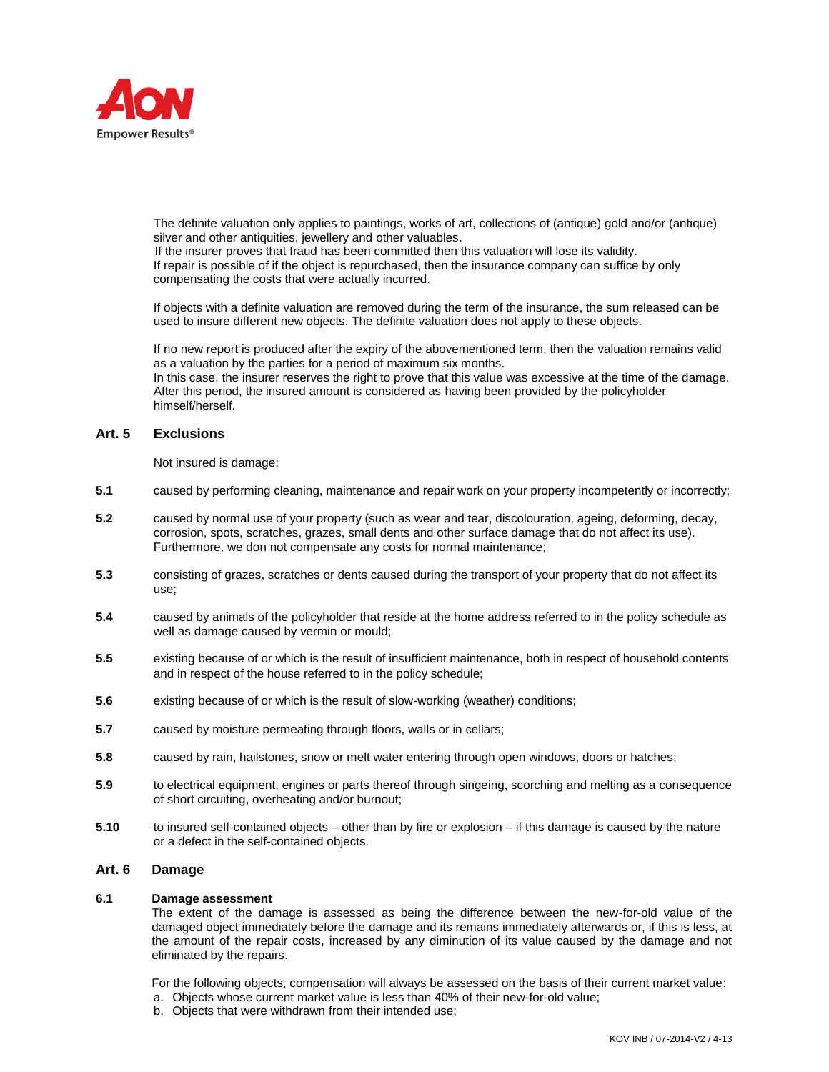The definite valuation only applies to paintings, works of art, collections of (antique) gold and/or (antique) silver and other antiquities, jewellery and other valuables.
If the insurer proves that fraud has been committed then this valuation will lose its validity.
If repair is possible of if the object is repurchased, then the insurance company can suffice by only compensating the costs that were actually incurred.

If objects with a definite valuation are removed during the term of the insurance, the sum released can be used to insure different new objects. The definite valuation does not apply to these objects.

If no new report is produced after the expiry of the abovementioned term, then the valuation remains valid as a valuation by the parties for a period of maximum six months.
In this case, the insurer reserves the right to prove that this value was excessive at the time of the damage. After this period, the insured amount is considered as having been provided by the policyholder himself/herself.

## Art. 5 Exclusions

Not insured is damage:

**5.1** caused by performing cleaning, maintenance and repair work on your property incompetently or incorrectly;

**5.2** caused by normal use of your property (such as wear and tear, discolouration, ageing, deforming, decay, corrosion, spots, scratches, grazes, small dents and other surface damage that do not affect its use). Furthermore, we don not compensate any costs for normal maintenance;

**5.3** consisting of grazes, scratches or dents caused during the transport of your property that do not affect its use;

**5.4** caused by animals of the policyholder that reside at the home address referred to in the policy schedule as well as damage caused by vermin or mould;

**5.5** existing because of or which is the result of insufficient maintenance, both in respect of household contents and in respect of the house referred to in the policy schedule;

**5.6** existing because of or which is the result of slow-working (weather) conditions;

**5.7** caused by moisture permeating through floors, walls or in cellars;

**5.8** caused by rain, hailstones, snow or melt water entering through open windows, doors or hatches;

**5.9** to electrical equipment, engines or parts thereof through singeing, scorching and melting as a consequence of short circuiting, overheating and/or burnout;

**5.10** to insured self-contained objects – other than by fire or explosion – if this damage is caused by the nature or a defect in the self-contained objects.

## Art. 6 Damage

### 6.1 Damage assessment

The extent of the damage is assessed as being the difference between the new-for-old value of the damaged object immediately before the damage and its remains immediately afterwards or, if this is less, at the amount of the repair costs, increased by any diminution of its value caused by the damage and not eliminated by the repairs.

For the following objects, compensation will always be assessed on the basis of their current market value:

a. Objects whose current market value is less than 40% of their new-for-old value;
b. Objects that were withdrawn from their intended use;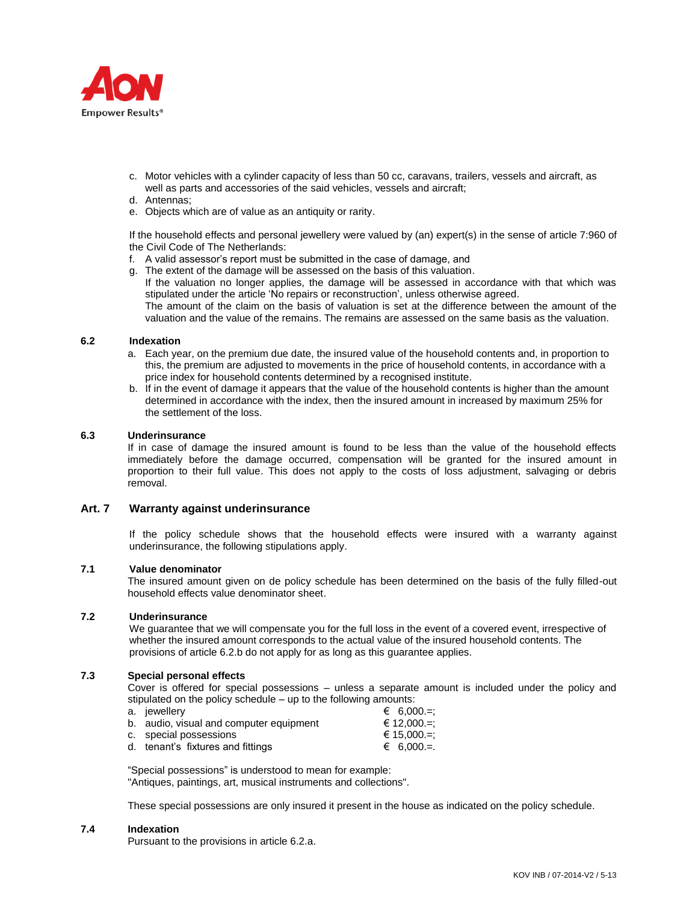c. Motor vehicles with a cylinder capacity of less than 50 cc, caravans, trailers, vessels and aircraft, as well as parts and accessories of the said vehicles, vessels and aircraft;
d. Antennas;
e. Objects which are of value as an antiquity or rarity.

If the household effects and personal jewellery were valued by (an) expert(s) in the sense of article 7:960 of the Civil Code of The Netherlands:

f. A valid assessor's report must be submitted in the case of damage, and
g. The extent of the damage will be assessed on the basis of this valuation.
   If the valuation no longer applies, the damage will be assessed in accordance with that which was stipulated under the article 'No repairs or reconstruction', unless otherwise agreed.
   The amount of the claim on the basis of valuation is set at the difference between the amount of the valuation and the value of the remains. The remains are assessed on the same basis as the valuation.

### 6.2 Indexation

a. Each year, on the premium due date, the insured value of the household contents and, in proportion to this, the premium are adjusted to movements in the price of household contents, in accordance with a price index for household contents determined by a recognised institute.
b. If in the event of damage it appears that the value of the household contents is higher than the amount determined in accordance with the index, then the insured amount in increased by maximum 25% for the settlement of the loss.

### 6.3 Underinsurance

If in case of damage the insured amount is found to be less than the value of the household effects immediately before the damage occurred, compensation will be granted for the insured amount in proportion to their full value. This does not apply to the costs of loss adjustment, salvaging or debris removal.

## Art. 7 Warranty against underinsurance

If the policy schedule shows that the household effects were insured with a warranty against underinsurance, the following stipulations apply.

### 7.1 Value denominator

The insured amount given on de policy schedule has been determined on the basis of the fully filled-out household effects value denominator sheet.

### 7.2 Underinsurance

We guarantee that we will compensate you for the full loss in the event of a covered event, irrespective of whether the insured amount corresponds to the actual value of the insured household contents. The provisions of article 6.2.b do not apply for as long as this guarantee applies.

### 7.3 Special personal effects

Cover is offered for special possessions – unless a separate amount is included under the policy and stipulated on the policy schedule – up to the following amounts:

| | |
|---|---|
| a. jewellery | € 6,000.=; |
| b. audio, visual and computer equipment | € 12,000.=; |
| c. special possessions | € 15,000.=; |
| d. tenant's fixtures and fittings | € 6,000.=. |

"Special possessions" is understood to mean for example:
"Antiques, paintings, art, musical instruments and collections".

These special possessions are only insured it present in the house as indicated on the policy schedule.

### 7.4 Indexation

Pursuant to the provisions in article 6.2.a.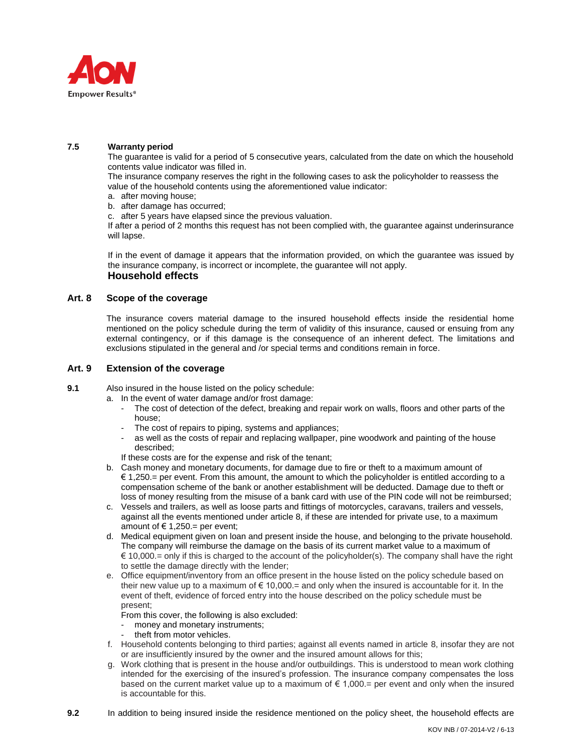**7.5 Warranty period**

The guarantee is valid for a period of 5 consecutive years, calculated from the date on which the household contents value indicator was filled in.

The insurance company reserves the right in the following cases to ask the policyholder to reassess the value of the household contents using the aforementioned value indicator:

a. after moving house;
b. after damage has occurred;
c. after 5 years have elapsed since the previous valuation.

If after a period of 2 months this request has not been complied with, the guarantee against underinsurance will lapse.

If in the event of damage it appears that the information provided, on which the guarantee was issued by the insurance company, is incorrect or incomplete, the guarantee will not apply.

## Household effects

### Art. 8 Scope of the coverage

The insurance covers material damage to the insured household effects inside the residential home mentioned on the policy schedule during the term of validity of this insurance, caused or ensuing from any external contingency, or if this damage is the consequence of an inherent defect. The limitations and exclusions stipulated in the general and /or special terms and conditions remain in force.

### Art. 9 Extension of the coverage

**9.1** Also insured in the house listed on the policy schedule:

a. In the event of water damage and/or frost damage:
   - The cost of detection of the defect, breaking and repair work on walls, floors and other parts of the house;
   - The cost of repairs to piping, systems and appliances;
   - as well as the costs of repair and replacing wallpaper, pine woodwork and painting of the house described;

   If these costs are for the expense and risk of the tenant;
b. Cash money and monetary documents, for damage due to fire or theft to a maximum amount of € 1,250.= per event. From this amount, the amount to which the policyholder is entitled according to a compensation scheme of the bank or another establishment will be deducted. Damage due to theft or loss of money resulting from the misuse of a bank card with use of the PIN code will not be reimbursed;
c. Vessels and trailers, as well as loose parts and fittings of motorcycles, caravans, trailers and vessels, against all the events mentioned under article 8, if these are intended for private use, to a maximum amount of € 1,250.= per event;
d. Medical equipment given on loan and present inside the house, and belonging to the private household. The company will reimburse the damage on the basis of its current market value to a maximum of € 10,000.= only if this is charged to the account of the policyholder(s). The company shall have the right to settle the damage directly with the lender;
e. Office equipment/inventory from an office present in the house listed on the policy schedule based on their new value up to a maximum of € 10,000.= and only when the insured is accountable for it. In the event of theft, evidence of forced entry into the house described on the policy schedule must be present;

   From this cover, the following is also excluded:
   - money and monetary instruments;
   - theft from motor vehicles.
f. Household contents belonging to third parties; against all events named in article 8, insofar they are not or are insufficiently insured by the owner and the insured amount allows for this;
g. Work clothing that is present in the house and/or outbuildings. This is understood to mean work clothing intended for the exercising of the insured's profession. The insurance company compensates the loss based on the current market value up to a maximum of € 1,000.= per event and only when the insured is accountable for this.

**9.2** In addition to being insured inside the residence mentioned on the policy sheet, the household effects are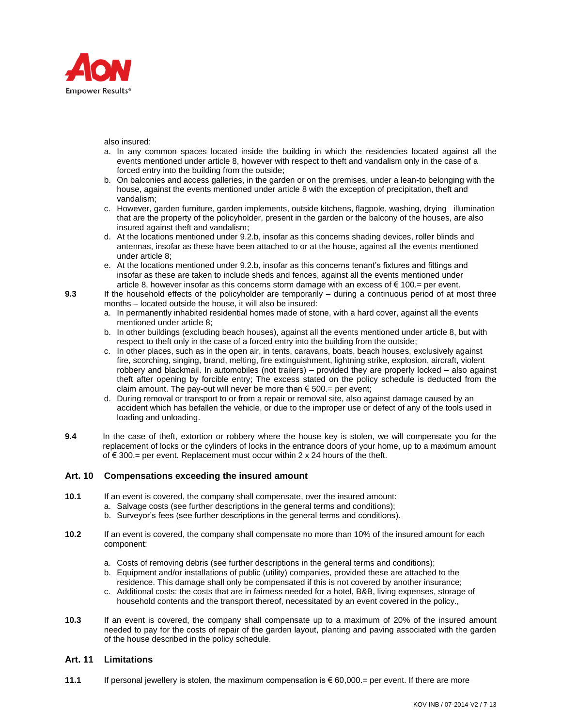also insured:

a. In any common spaces located inside the building in which the residencies located against all the events mentioned under article 8, however with respect to theft and vandalism only in the case of a forced entry into the building from the outside;
b. On balconies and access galleries, in the garden or on the premises, under a lean-to belonging with the house, against the events mentioned under article 8 with the exception of precipitation, theft and vandalism;
c. However, garden furniture, garden implements, outside kitchens, flagpole, washing, drying illumination that are the property of the policyholder, present in the garden or the balcony of the houses, are also insured against theft and vandalism;
d. At the locations mentioned under 9.2.b, insofar as this concerns shading devices, roller blinds and antennas, insofar as these have been attached to or at the house, against all the events mentioned under article 8;
e. At the locations mentioned under 9.2.b, insofar as this concerns tenant's fixtures and fittings and insofar as these are taken to include sheds and fences, against all the events mentioned under article 8, however insofar as this concerns storm damage with an excess of € 100.= per event.

**9.3** If the household effects of the policyholder are temporarily – during a continuous period of at most three months – located outside the house, it will also be insured:

a. In permanently inhabited residential homes made of stone, with a hard cover, against all the events mentioned under article 8;
b. In other buildings (excluding beach houses), against all the events mentioned under article 8, but with respect to theft only in the case of a forced entry into the building from the outside;
c. In other places, such as in the open air, in tents, caravans, boats, beach houses, exclusively against fire, scorching, singing, brand, melting, fire extinguishment, lightning strike, explosion, aircraft, violent robbery and blackmail. In automobiles (not trailers) – provided they are properly locked – also against theft after opening by forcible entry; The excess stated on the policy schedule is deducted from the claim amount. The pay-out will never be more than € 500.= per event;
d. During removal or transport to or from a repair or removal site, also against damage caused by an accident which has befallen the vehicle, or due to the improper use or defect of any of the tools used in loading and unloading.

**9.4** In the case of theft, extortion or robbery where the house key is stolen, we will compensate you for the replacement of locks or the cylinders of locks in the entrance doors of your home, up to a maximum amount of € 300.= per event. Replacement must occur within 2 x 24 hours of the theft.

## Art. 10 Compensations exceeding the insured amount

**10.1** If an event is covered, the company shall compensate, over the insured amount:

a. Salvage costs (see further descriptions in the general terms and conditions);
b. Surveyor's fees (see further descriptions in the general terms and conditions).

**10.2** If an event is covered, the company shall compensate no more than 10% of the insured amount for each component:

a. Costs of removing debris (see further descriptions in the general terms and conditions);
b. Equipment and/or installations of public (utility) companies, provided these are attached to the residence. This damage shall only be compensated if this is not covered by another insurance;
c. Additional costs: the costs that are in fairness needed for a hotel, B&B, living expenses, storage of household contents and the transport thereof, necessitated by an event covered in the policy.,

**10.3** If an event is covered, the company shall compensate up to a maximum of 20% of the insured amount needed to pay for the costs of repair of the garden layout, planting and paving associated with the garden of the house described in the policy schedule.

## Art. 11 Limitations

**11.1** If personal jewellery is stolen, the maximum compensation is € 60,000.= per event. If there are more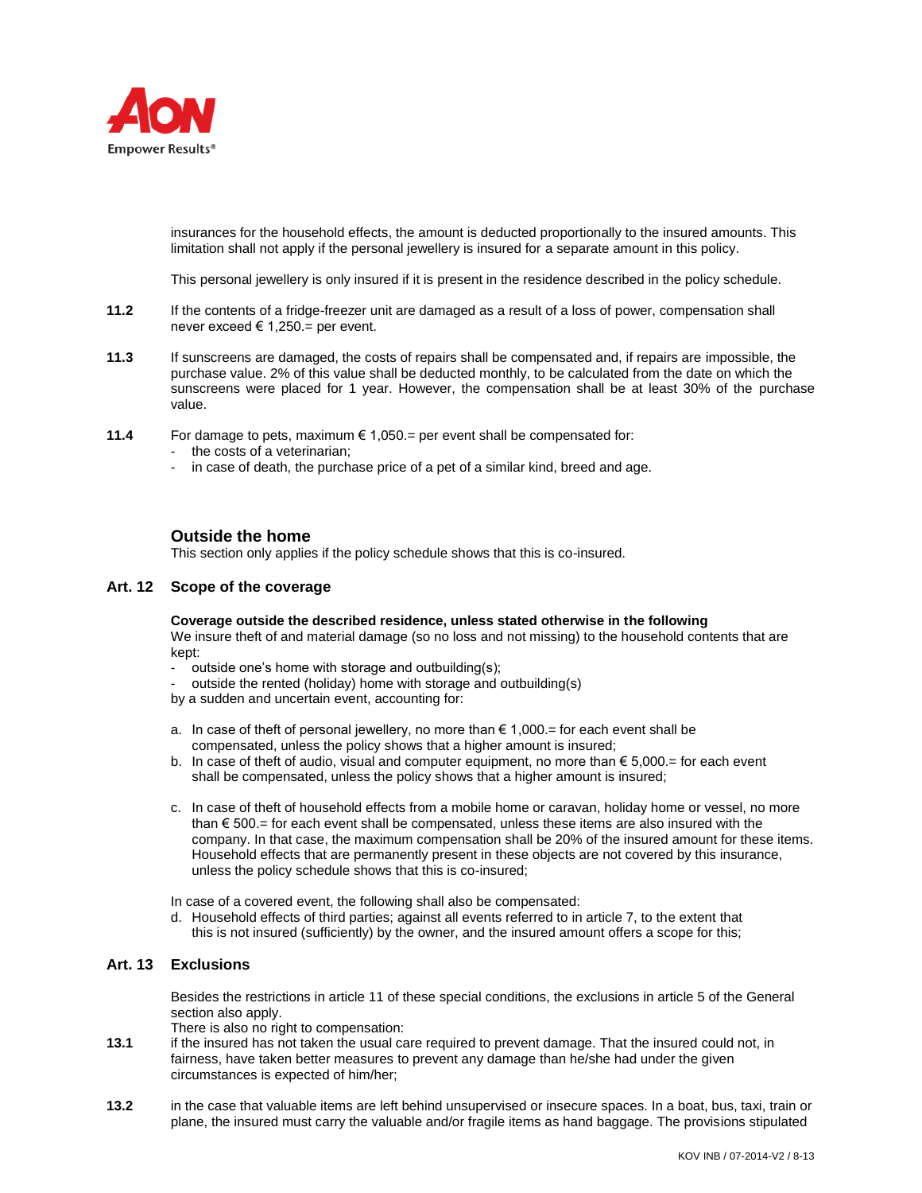insurances for the household effects, the amount is deducted proportionally to the insured amounts. This limitation shall not apply if the personal jewellery is insured for a separate amount in this policy.

This personal jewellery is only insured if it is present in the residence described in the policy schedule.

**11.2** If the contents of a fridge-freezer unit are damaged as a result of a loss of power, compensation shall never exceed € 1,250.= per event.

**11.3** If sunscreens are damaged, the costs of repairs shall be compensated and, if repairs are impossible, the purchase value. 2% of this value shall be deducted monthly, to be calculated from the date on which the sunscreens were placed for 1 year. However, the compensation shall be at least 30% of the purchase value.

**11.4** For damage to pets, maximum € 1,050.= per event shall be compensated for:

- the costs of a veterinarian;
- in case of death, the purchase price of a pet of a similar kind, breed and age.

## Outside the home

This section only applies if the policy schedule shows that this is co-insured.

## Art. 12 Scope of the coverage

**Coverage outside the described residence, unless stated otherwise in the following**

We insure theft of and material damage (so no loss and not missing) to the household contents that are kept:

- outside one's home with storage and outbuilding(s);
- outside the rented (holiday) home with storage and outbuilding(s)

by a sudden and uncertain event, accounting for:

a. In case of theft of personal jewellery, no more than € 1,000.= for each event shall be compensated, unless the policy shows that a higher amount is insured;
b. In case of theft of audio, visual and computer equipment, no more than € 5,000.= for each event shall be compensated, unless the policy shows that a higher amount is insured;
c. In case of theft of household effects from a mobile home or caravan, holiday home or vessel, no more than € 500.= for each event shall be compensated, unless these items are also insured with the company. In that case, the maximum compensation shall be 20% of the insured amount for these items. Household effects that are permanently present in these objects are not covered by this insurance, unless the policy schedule shows that this is co-insured;

In case of a covered event, the following shall also be compensated:

d. Household effects of third parties; against all events referred to in article 7, to the extent that this is not insured (sufficiently) by the owner, and the insured amount offers a scope for this;

## Art. 13 Exclusions

Besides the restrictions in article 11 of these special conditions, the exclusions in article 5 of the General section also apply.

There is also no right to compensation:

**13.1** if the insured has not taken the usual care required to prevent damage. That the insured could not, in fairness, have taken better measures to prevent any damage than he/she had under the given circumstances is expected of him/her;

**13.2** in the case that valuable items are left behind unsupervised or insecure spaces. In a boat, bus, taxi, train or plane, the insured must carry the valuable and/or fragile items as hand baggage. The provisions stipulated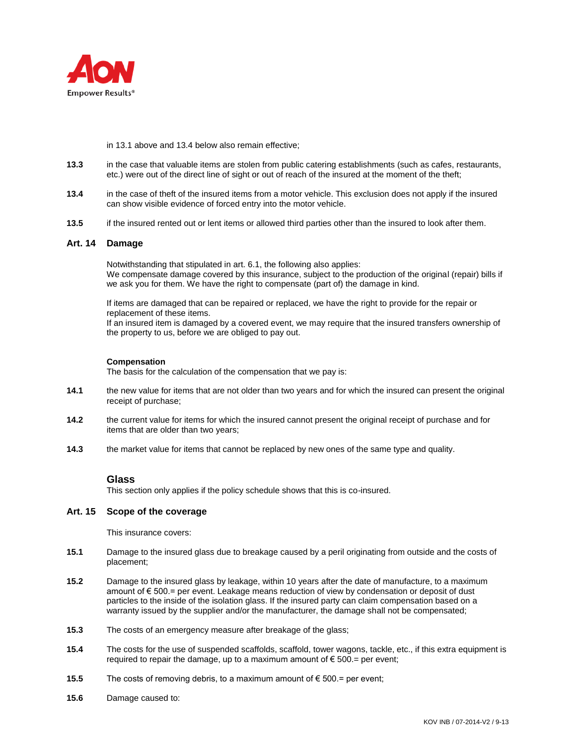in 13.1 above and 13.4 below also remain effective;

**13.3** in the case that valuable items are stolen from public catering establishments (such as cafes, restaurants, etc.) were out of the direct line of sight or out of reach of the insured at the moment of the theft;

**13.4** in the case of theft of the insured items from a motor vehicle. This exclusion does not apply if the insured can show visible evidence of forced entry into the motor vehicle.

**13.5** if the insured rented out or lent items or allowed third parties other than the insured to look after them.

## Art. 14 Damage

Notwithstanding that stipulated in art. 6.1, the following also applies:
We compensate damage covered by this insurance, subject to the production of the original (repair) bills if we ask you for them. We have the right to compensate (part of) the damage in kind.

If items are damaged that can be repaired or replaced, we have the right to provide for the repair or replacement of these items.
If an insured item is damaged by a covered event, we may require that the insured transfers ownership of the property to us, before we are obliged to pay out.

**Compensation**
The basis for the calculation of the compensation that we pay is:

**14.1** the new value for items that are not older than two years and for which the insured can present the original receipt of purchase;

**14.2** the current value for items for which the insured cannot present the original receipt of purchase and for items that are older than two years;

**14.3** the market value for items that cannot be replaced by new ones of the same type and quality.

## Glass

This section only applies if the policy schedule shows that this is co-insured.

## Art. 15 Scope of the coverage

This insurance covers:

**15.1** Damage to the insured glass due to breakage caused by a peril originating from outside and the costs of placement;

**15.2** Damage to the insured glass by leakage, within 10 years after the date of manufacture, to a maximum amount of € 500.= per event. Leakage means reduction of view by condensation or deposit of dust particles to the inside of the isolation glass. If the insured party can claim compensation based on a warranty issued by the supplier and/or the manufacturer, the damage shall not be compensated;

**15.3** The costs of an emergency measure after breakage of the glass;

**15.4** The costs for the use of suspended scaffolds, scaffold, tower wagons, tackle, etc., if this extra equipment is required to repair the damage, up to a maximum amount of € 500.= per event;

**15.5** The costs of removing debris, to a maximum amount of € 500.= per event;

**15.6** Damage caused to: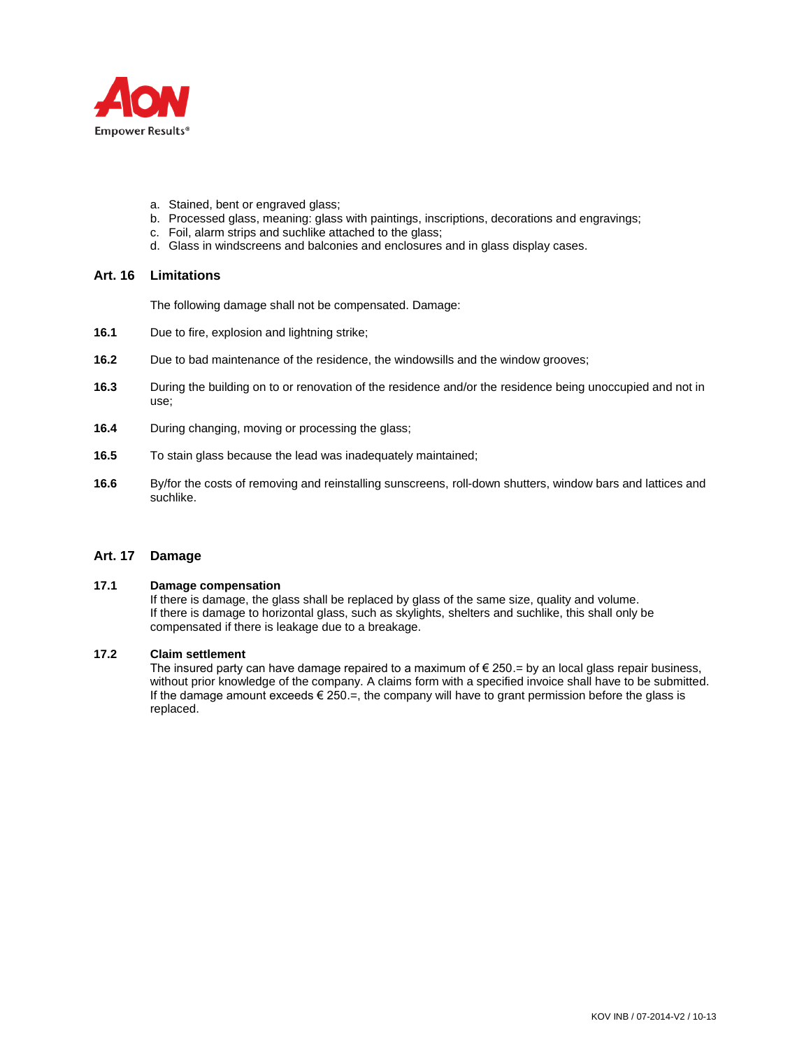a. Stained, bent or engraved glass;
b. Processed glass, meaning: glass with paintings, inscriptions, decorations and engravings;
c. Foil, alarm strips and suchlike attached to the glass;
d. Glass in windscreens and balconies and enclosures and in glass display cases.

## Art. 16 Limitations

The following damage shall not be compensated. Damage:

**16.1** Due to fire, explosion and lightning strike;

**16.2** Due to bad maintenance of the residence, the windowsills and the window grooves;

**16.3** During the building on to or renovation of the residence and/or the residence being unoccupied and not in use;

**16.4** During changing, moving or processing the glass;

**16.5** To stain glass because the lead was inadequately maintained;

**16.6** By/for the costs of removing and reinstalling sunscreens, roll-down shutters, window bars and lattices and suchlike.

## Art. 17 Damage

**17.1 Damage compensation**
If there is damage, the glass shall be replaced by glass of the same size, quality and volume.
If there is damage to horizontal glass, such as skylights, shelters and suchlike, this shall only be compensated if there is leakage due to a breakage.

**17.2 Claim settlement**
The insured party can have damage repaired to a maximum of € 250.= by an local glass repair business, without prior knowledge of the company. A claims form with a specified invoice shall have to be submitted.
If the damage amount exceeds € 250.=, the company will have to grant permission before the glass is replaced.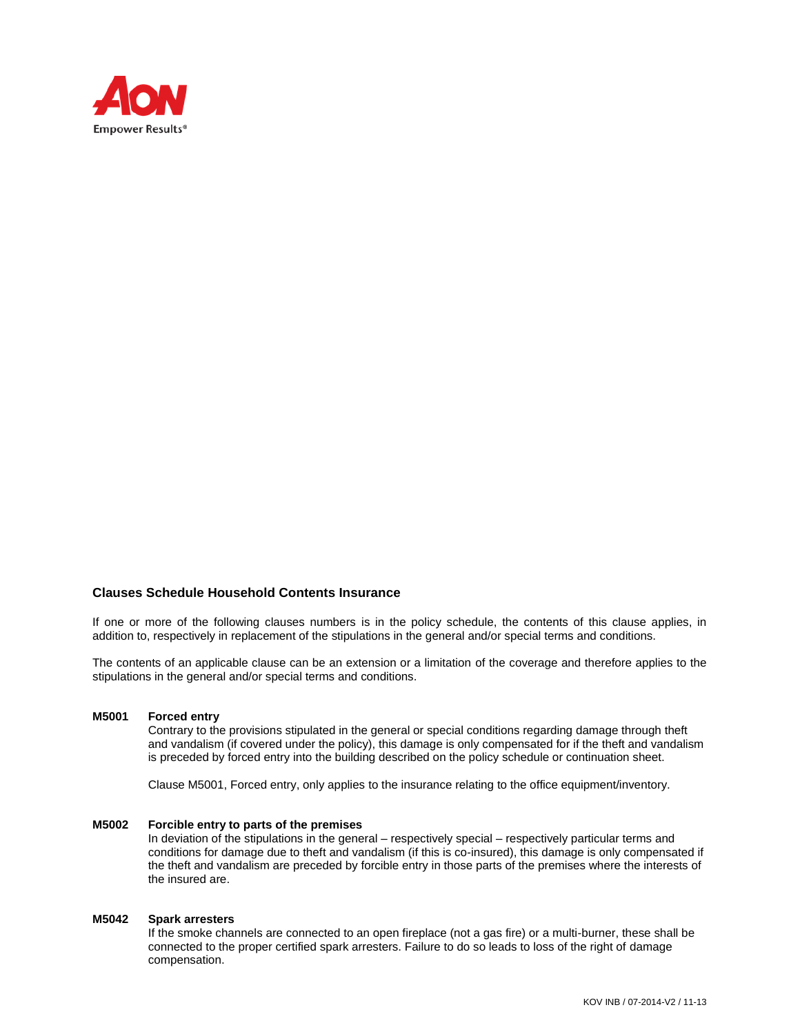## Clauses Schedule Household Contents Insurance

If one or more of the following clauses numbers is in the policy schedule, the contents of this clause applies, in addition to, respectively in replacement of the stipulations in the general and/or special terms and conditions.

The contents of an applicable clause can be an extension or a limitation of the coverage and therefore applies to the stipulations in the general and/or special terms and conditions.

**M5001 Forced entry**

Contrary to the provisions stipulated in the general or special conditions regarding damage through theft and vandalism (if covered under the policy), this damage is only compensated for if the theft and vandalism is preceded by forced entry into the building described on the policy schedule or continuation sheet.

Clause M5001, Forced entry, only applies to the insurance relating to the office equipment/inventory.

**M5002 Forcible entry to parts of the premises**

In deviation of the stipulations in the general – respectively special – respectively particular terms and conditions for damage due to theft and vandalism (if this is co-insured), this damage is only compensated if the theft and vandalism are preceded by forcible entry in those parts of the premises where the interests of the insured are.

**M5042 Spark arresters**

If the smoke channels are connected to an open fireplace (not a gas fire) or a multi-burner, these shall be connected to the proper certified spark arresters. Failure to do so leads to loss of the right of damage compensation.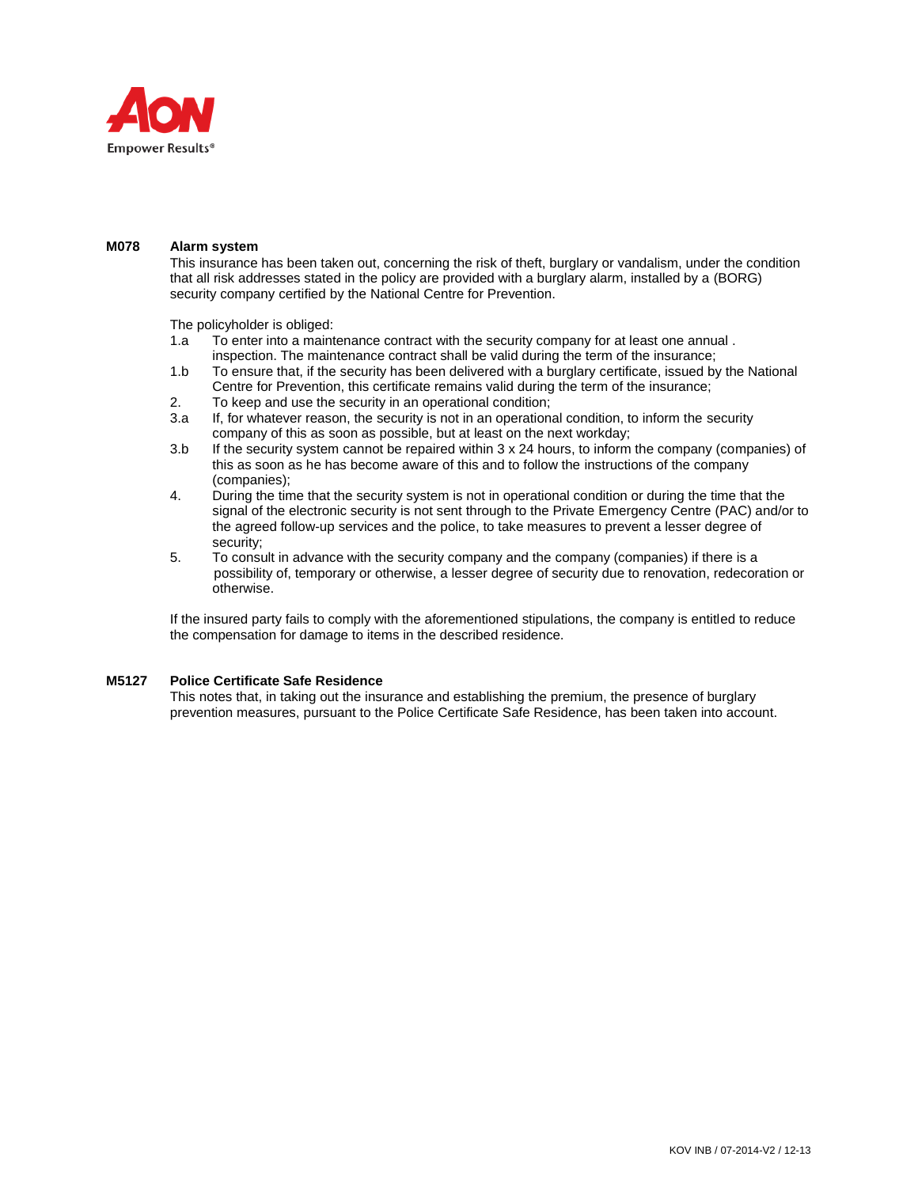**M078 Alarm system**

This insurance has been taken out, concerning the risk of theft, burglary or vandalism, under the condition that all risk addresses stated in the policy are provided with a burglary alarm, installed by a (BORG) security company certified by the National Centre for Prevention.

The policyholder is obliged:

1.a To enter into a maintenance contract with the security company for at least one annual . inspection. The maintenance contract shall be valid during the term of the insurance;

1.b To ensure that, if the security has been delivered with a burglary certificate, issued by the National Centre for Prevention, this certificate remains valid during the term of the insurance;

2. To keep and use the security in an operational condition;

3.a If, for whatever reason, the security is not in an operational condition, to inform the security company of this as soon as possible, but at least on the next workday;

3.b If the security system cannot be repaired within 3 x 24 hours, to inform the company (companies) of this as soon as he has become aware of this and to follow the instructions of the company (companies);

4. During the time that the security system is not in operational condition or during the time that the signal of the electronic security is not sent through to the Private Emergency Centre (PAC) and/or to the agreed follow-up services and the police, to take measures to prevent a lesser degree of security;

5. To consult in advance with the security company and the company (companies) if there is a possibility of, temporary or otherwise, a lesser degree of security due to renovation, redecoration or otherwise.

If the insured party fails to comply with the aforementioned stipulations, the company is entitled to reduce the compensation for damage to items in the described residence.

**M5127 Police Certificate Safe Residence**

This notes that, in taking out the insurance and establishing the premium, the presence of burglary prevention measures, pursuant to the Police Certificate Safe Residence, has been taken into account.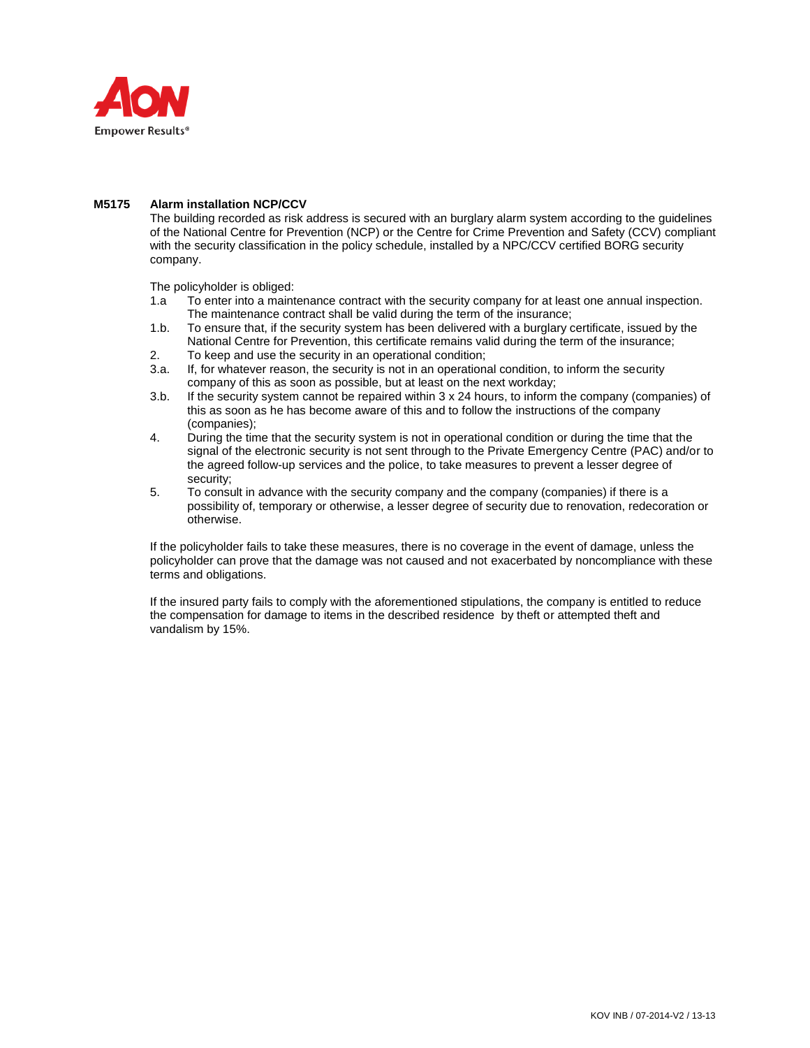**M5175 Alarm installation NCP/CCV**

The building recorded as risk address is secured with an burglary alarm system according to the guidelines of the National Centre for Prevention (NCP) or the Centre for Crime Prevention and Safety (CCV) compliant with the security classification in the policy schedule, installed by a NPC/CCV certified BORG security company.

The policyholder is obliged:

1.a To enter into a maintenance contract with the security company for at least one annual inspection. The maintenance contract shall be valid during the term of the insurance;

1.b. To ensure that, if the security system has been delivered with a burglary certificate, issued by the National Centre for Prevention, this certificate remains valid during the term of the insurance;

2. To keep and use the security in an operational condition;

3.a. If, for whatever reason, the security is not in an operational condition, to inform the security company of this as soon as possible, but at least on the next workday;

3.b. If the security system cannot be repaired within 3 x 24 hours, to inform the company (companies) of this as soon as he has become aware of this and to follow the instructions of the company (companies);

4. During the time that the security system is not in operational condition or during the time that the signal of the electronic security is not sent through to the Private Emergency Centre (PAC) and/or to the agreed follow-up services and the police, to take measures to prevent a lesser degree of security;

5. To consult in advance with the security company and the company (companies) if there is a possibility of, temporary or otherwise, a lesser degree of security due to renovation, redecoration or otherwise.

If the policyholder fails to take these measures, there is no coverage in the event of damage, unless the policyholder can prove that the damage was not caused and not exacerbated by noncompliance with these terms and obligations.

If the insured party fails to comply with the aforementioned stipulations, the company is entitled to reduce the compensation for damage to items in the described residence by theft or attempted theft and vandalism by 15%.